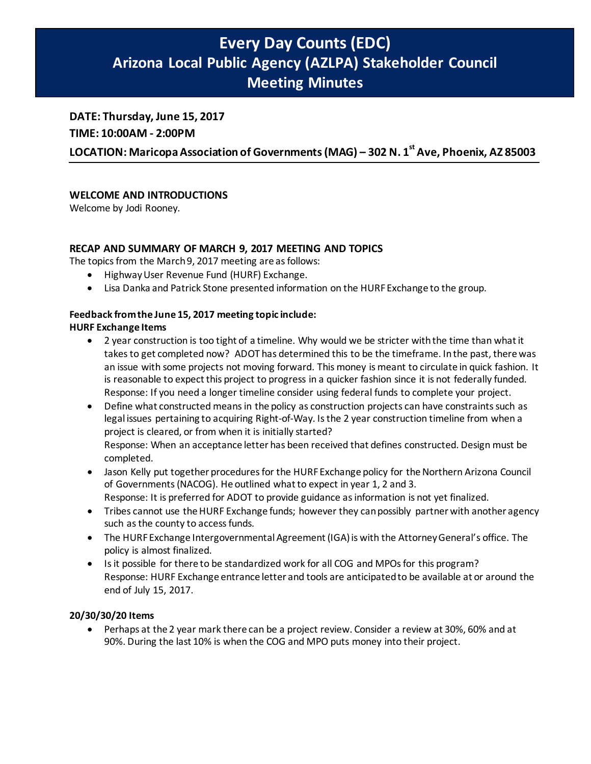# Every Day Counts (EDC)
# Arizona Local Public Agency (AZLPA) Stakeholder Council
# Meeting Minutes

**DATE: Thursday, June 15, 2017**

**TIME: 10:00AM - 2:00PM**

**LOCATION: Maricopa Association of Governments (MAG) – 302 N. 1st Ave, Phoenix, AZ 85003**

---

**WELCOME AND INTRODUCTIONS**

Welcome by Jodi Rooney.

**RECAP AND SUMMARY OF MARCH 9, 2017 MEETING AND TOPICS**

The topics from the March 9, 2017 meeting are as follows:

- Highway User Revenue Fund (HURF) Exchange.
- Lisa Danka and Patrick Stone presented information on the HURF Exchange to the group.

**Feedback from the June 15, 2017 meeting topic include:**

**HURF Exchange Items**

- 2 year construction is too tight of a timeline. Why would we be stricter with the time than what it takes to get completed now? ADOT has determined this to be the timeframe. In the past, there was an issue with some projects not moving forward. This money is meant to circulate in quick fashion. It is reasonable to expect this project to progress in a quicker fashion since it is not federally funded. Response: If you need a longer timeline consider using federal funds to complete your project.
- Define what constructed means in the policy as construction projects can have constraints such as legal issues pertaining to acquiring Right-of-Way. Is the 2 year construction timeline from when a project is cleared, or from when it is initially started?
  Response: When an acceptance letter has been received that defines constructed. Design must be completed.
- Jason Kelly put together procedures for the HURF Exchange policy for the Northern Arizona Council of Governments (NACOG). He outlined what to expect in year 1, 2 and 3.
  Response: It is preferred for ADOT to provide guidance as information is not yet finalized.
- Tribes cannot use the HURF Exchange funds; however they can possibly partner with another agency such as the county to access funds.
- The HURF Exchange Intergovernmental Agreement (IGA) is with the Attorney General's office. The policy is almost finalized.
- Is it possible for there to be standardized work for all COG and MPOs for this program?
  Response: HURF Exchange entrance letter and tools are anticipated to be available at or around the end of July 15, 2017.

**20/30/30/20 Items**

- Perhaps at the 2 year mark there can be a project review. Consider a review at 30%, 60% and at 90%. During the last 10% is when the COG and MPO puts money into their project.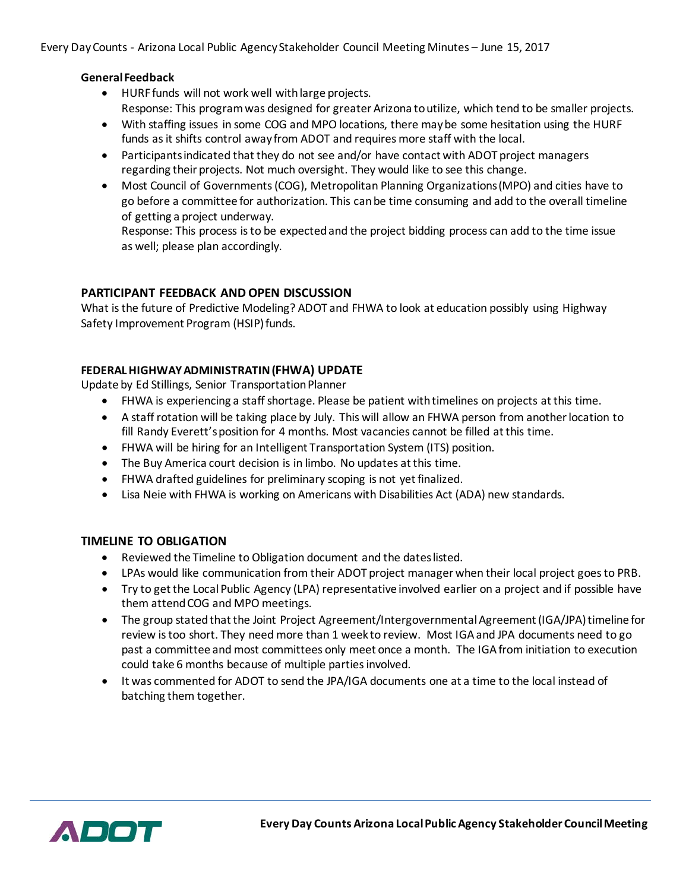**General Feedback**

- HURF funds will not work well with large projects.
  Response: This program was designed for greater Arizona to utilize, which tend to be smaller projects.
- With staffing issues in some COG and MPO locations, there may be some hesitation using the HURF funds as it shifts control away from ADOT and requires more staff with the local.
- Participants indicated that they do not see and/or have contact with ADOT project managers regarding their projects. Not much oversight. They would like to see this change.
- Most Council of Governments (COG), Metropolitan Planning Organizations (MPO) and cities have to go before a committee for authorization. This can be time consuming and add to the overall timeline of getting a project underway.
  Response: This process is to be expected and the project bidding process can add to the time issue as well; please plan accordingly.

## PARTICIPANT FEEDBACK AND OPEN DISCUSSION

What is the future of Predictive Modeling? ADOT and FHWA to look at education possibly using Highway Safety Improvement Program (HSIP) funds.

## FEDERAL HIGHWAY ADMINISTRATIN (FHWA) UPDATE

Update by Ed Stillings, Senior Transportation Planner

- FHWA is experiencing a staff shortage. Please be patient with timelines on projects at this time.
- A staff rotation will be taking place by July. This will allow an FHWA person from another location to fill Randy Everett's position for 4 months. Most vacancies cannot be filled at this time.
- FHWA will be hiring for an Intelligent Transportation System (ITS) position.
- The Buy America court decision is in limbo. No updates at this time.
- FHWA drafted guidelines for preliminary scoping is not yet finalized.
- Lisa Neie with FHWA is working on Americans with Disabilities Act (ADA) new standards.

## TIMELINE TO OBLIGATION

- Reviewed the Timeline to Obligation document and the dates listed.
- LPAs would like communication from their ADOT project manager when their local project goes to PRB.
- Try to get the Local Public Agency (LPA) representative involved earlier on a project and if possible have them attend COG and MPO meetings.
- The group stated that the Joint Project Agreement/Intergovernmental Agreement (IGA/JPA) timeline for review is too short. They need more than 1 week to review. Most IGA and JPA documents need to go past a committee and most committees only meet once a month. The IGA from initiation to execution could take 6 months because of multiple parties involved.
- It was commented for ADOT to send the JPA/IGA documents one at a time to the local instead of batching them together.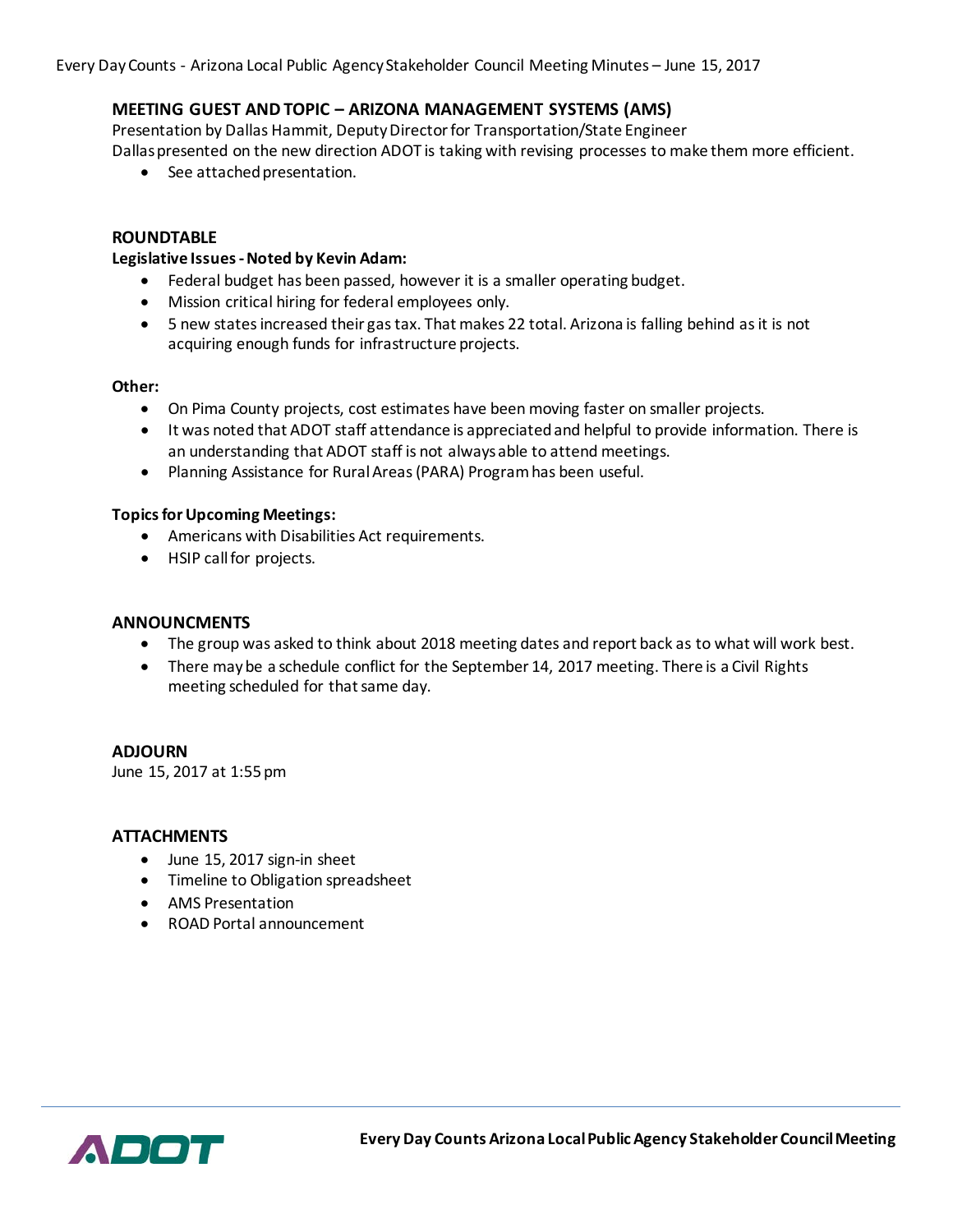## MEETING GUEST AND TOPIC – ARIZONA MANAGEMENT SYSTEMS (AMS)

Presentation by Dallas Hammit, Deputy Director for Transportation/State Engineer

Dallas presented on the new direction ADOT is taking with revising processes to make them more efficient.

- See attached presentation.

## ROUNDTABLE

**Legislative Issues - Noted by Kevin Adam:**

- Federal budget has been passed, however it is a smaller operating budget.
- Mission critical hiring for federal employees only.
- 5 new states increased their gas tax. That makes 22 total. Arizona is falling behind as it is not acquiring enough funds for infrastructure projects.

**Other:**

- On Pima County projects, cost estimates have been moving faster on smaller projects.
- It was noted that ADOT staff attendance is appreciated and helpful to provide information. There is an understanding that ADOT staff is not always able to attend meetings.
- Planning Assistance for Rural Areas (PARA) Program has been useful.

**Topics for Upcoming Meetings:**

- Americans with Disabilities Act requirements.
- HSIP call for projects.

## ANNOUNCMENTS

- The group was asked to think about 2018 meeting dates and report back as to what will work best.
- There may be a schedule conflict for the September 14, 2017 meeting. There is a Civil Rights meeting scheduled for that same day.

## ADJOURN

June 15, 2017 at 1:55 pm

## ATTACHMENTS

- June 15, 2017 sign-in sheet
- Timeline to Obligation spreadsheet
- AMS Presentation
- ROAD Portal announcement